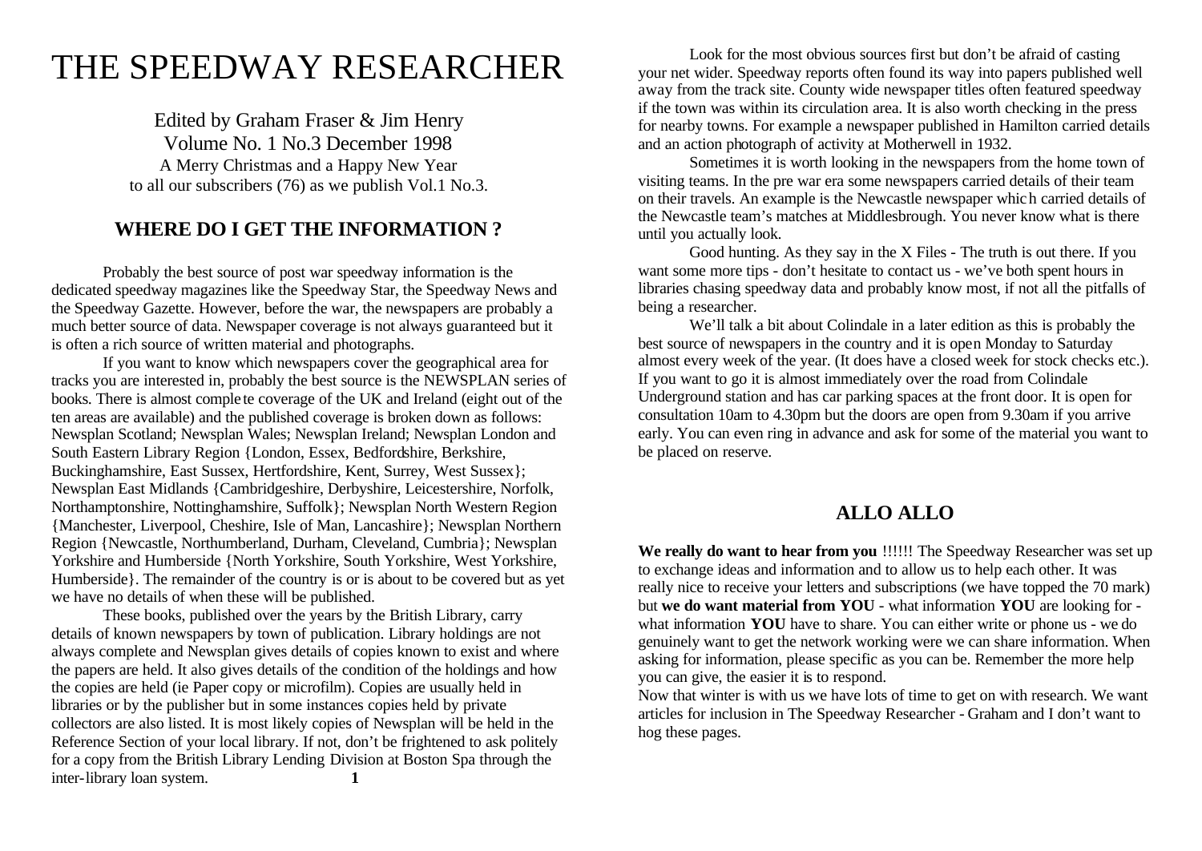# THE SPEEDWAY RESEARCHER

Edited by Graham Fraser & Jim Henry
Volume No. 1 No.3 December 1998
A Merry Christmas and a Happy New Year
to all our subscribers (76) as we publish Vol.1 No.3.

## WHERE DO I GET THE INFORMATION ?

Probably the best source of post war speedway information is the dedicated speedway magazines like the Speedway Star, the Speedway News and the Speedway Gazette. However, before the war, the newspapers are probably a much better source of data. Newspaper coverage is not always guaranteed but it is often a rich source of written material and photographs.

If you want to know which newspapers cover the geographical area for tracks you are interested in, probably the best source is the NEWSPLAN series of books. There is almost complete coverage of the UK and Ireland (eight out of the ten areas are available) and the published coverage is broken down as follows: Newsplan Scotland; Newsplan Wales; Newsplan Ireland; Newsplan London and South Eastern Library Region {London, Essex, Bedfordshire, Berkshire, Buckinghamshire, East Sussex, Hertfordshire, Kent, Surrey, West Sussex}; Newsplan East Midlands {Cambridgeshire, Derbyshire, Leicestershire, Norfolk, Northamptonshire, Nottinghamshire, Suffolk}; Newsplan North Western Region {Manchester, Liverpool, Cheshire, Isle of Man, Lancashire}; Newsplan Northern Region {Newcastle, Northumberland, Durham, Cleveland, Cumbria}; Newsplan Yorkshire and Humberside {North Yorkshire, South Yorkshire, West Yorkshire, Humberside}. The remainder of the country is or is about to be covered but as yet we have no details of when these will be published.

These books, published over the years by the British Library, carry details of known newspapers by town of publication. Library holdings are not always complete and Newsplan gives details of copies known to exist and where the papers are held. It also gives details of the condition of the holdings and how the copies are held (ie Paper copy or microfilm). Copies are usually held in libraries or by the publisher but in some instances copies held by private collectors are also listed. It is most likely copies of Newsplan will be held in the Reference Section of your local library. If not, don't be frightened to ask politely for a copy from the British Library Lending Division at Boston Spa through the inter-library loan system.

Look for the most obvious sources first but don't be afraid of casting your net wider. Speedway reports often found its way into papers published well away from the track site. County wide newspaper titles often featured speedway if the town was within its circulation area. It is also worth checking in the press for nearby towns. For example a newspaper published in Hamilton carried details and an action photograph of activity at Motherwell in 1932.

Sometimes it is worth looking in the newspapers from the home town of visiting teams. In the pre war era some newspapers carried details of their team on their travels. An example is the Newcastle newspaper which carried details of the Newcastle team's matches at Middlesbrough. You never know what is there until you actually look.

Good hunting. As they say in the X Files - The truth is out there. If you want some more tips - don't hesitate to contact us - we've both spent hours in libraries chasing speedway data and probably know most, if not all the pitfalls of being a researcher.

We'll talk a bit about Colindale in a later edition as this is probably the best source of newspapers in the country and it is open Monday to Saturday almost every week of the year. (It does have a closed week for stock checks etc.). If you want to go it is almost immediately over the road from Colindale Underground station and has car parking spaces at the front door. It is open for consultation 10am to 4.30pm but the doors are open from 9.30am if you arrive early. You can even ring in advance and ask for some of the material you want to be placed on reserve.

## ALLO ALLO

**We really do want to hear from you** !!!!!! The Speedway Researcher was set up to exchange ideas and information and to allow us to help each other. It was really nice to receive your letters and subscriptions (we have topped the 70 mark) but **we do want material from YOU** - what information **YOU** are looking for - what information **YOU** have to share. You can either write or phone us - we do genuinely want to get the network working were we can share information. When asking for information, please specific as you can be. Remember the more help you can give, the easier it is to respond.

Now that winter is with us we have lots of time to get on with research. We want articles for inclusion in The Speedway Researcher - Graham and I don't want to hog these pages.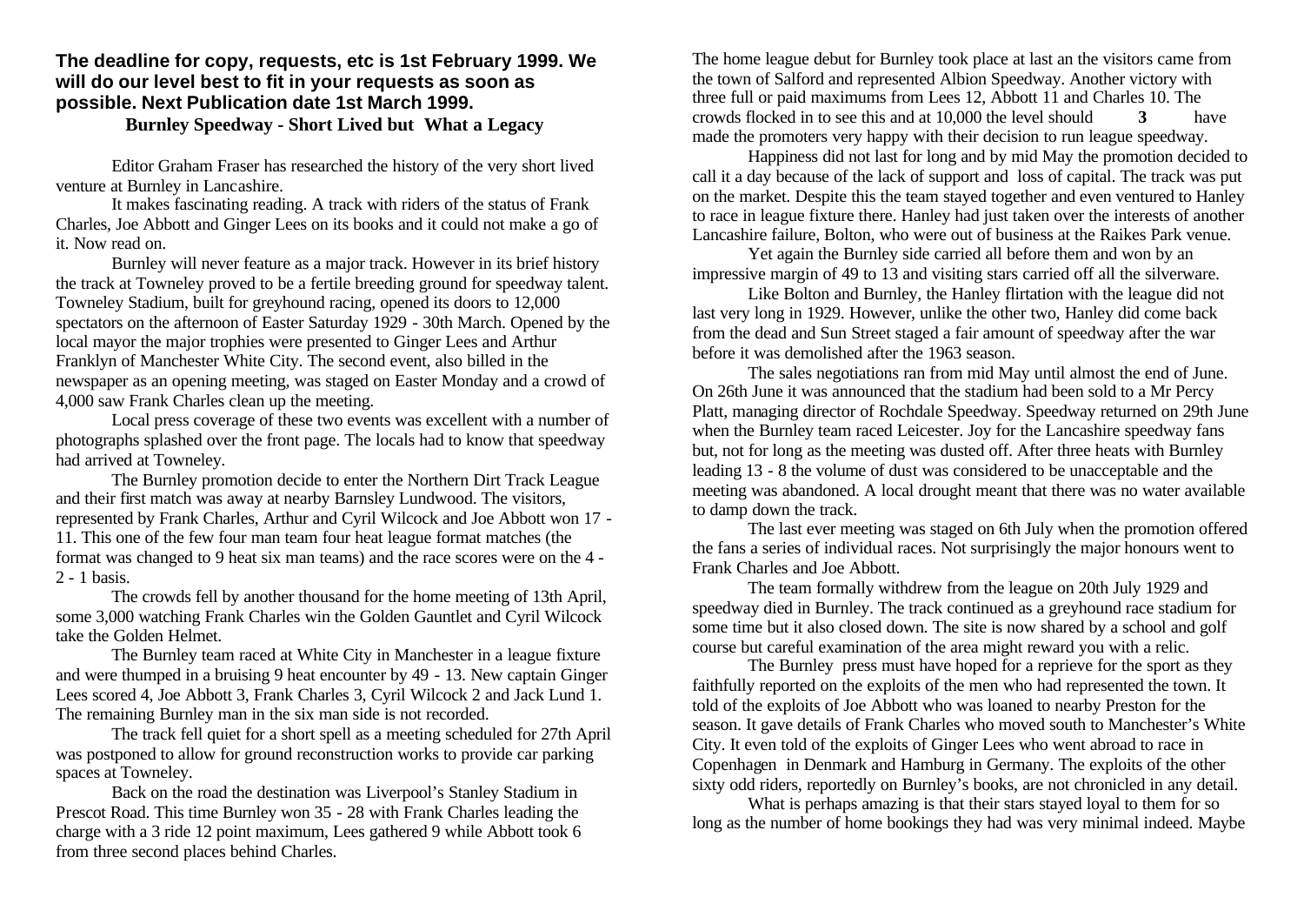**The deadline for copy, requests, etc is 1st February 1999. We will do our level best to fit in your requests as soon as possible. Next Publication date 1st March 1999.**

## Burnley Speedway - Short Lived but What a Legacy

Editor Graham Fraser has researched the history of the very short lived venture at Burnley in Lancashire.

It makes fascinating reading. A track with riders of the status of Frank Charles, Joe Abbott and Ginger Lees on its books and it could not make a go of it. Now read on.

Burnley will never feature as a major track. However in its brief history the track at Towneley proved to be a fertile breeding ground for speedway talent. Towneley Stadium, built for greyhound racing, opened its doors to 12,000 spectators on the afternoon of Easter Saturday 1929 - 30th March. Opened by the local mayor the major trophies were presented to Ginger Lees and Arthur Franklyn of Manchester White City. The second event, also billed in the newspaper as an opening meeting, was staged on Easter Monday and a crowd of 4,000 saw Frank Charles clean up the meeting.

Local press coverage of these two events was excellent with a number of photographs splashed over the front page. The locals had to know that speedway had arrived at Towneley.

The Burnley promotion decide to enter the Northern Dirt Track League and their first match was away at nearby Barnsley Lundwood. The visitors, represented by Frank Charles, Arthur and Cyril Wilcock and Joe Abbott won 17 - 11. This one of the few four man team four heat league format matches (the format was changed to 9 heat six man teams) and the race scores were on the 4 - 2 - 1 basis.

The crowds fell by another thousand for the home meeting of 13th April, some 3,000 watching Frank Charles win the Golden Gauntlet and Cyril Wilcock take the Golden Helmet.

The Burnley team raced at White City in Manchester in a league fixture and were thumped in a bruising 9 heat encounter by 49 - 13. New captain Ginger Lees scored 4, Joe Abbott 3, Frank Charles 3, Cyril Wilcock 2 and Jack Lund 1. The remaining Burnley man in the six man side is not recorded.

The track fell quiet for a short spell as a meeting scheduled for 27th April was postponed to allow for ground reconstruction works to provide car parking spaces at Towneley.

Back on the road the destination was Liverpool's Stanley Stadium in Prescot Road. This time Burnley won 35 - 28 with Frank Charles leading the charge with a 3 ride 12 point maximum, Lees gathered 9 while Abbott took 6 from three second places behind Charles.

The home league debut for Burnley took place at last an the visitors came from the town of Salford and represented Albion Speedway. Another victory with three full or paid maximums from Lees 12, Abbott 11 and Charles 10. The crowds flocked in to see this and at 10,000 the level should have made the promoters very happy with their decision to run league speedway.

Happiness did not last for long and by mid May the promotion decided to call it a day because of the lack of support and loss of capital. The track was put on the market. Despite this the team stayed together and even ventured to Hanley to race in league fixture there. Hanley had just taken over the interests of another Lancashire failure, Bolton, who were out of business at the Raikes Park venue.

Yet again the Burnley side carried all before them and won by an impressive margin of 49 to 13 and visiting stars carried off all the silverware.

Like Bolton and Burnley, the Hanley flirtation with the league did not last very long in 1929. However, unlike the other two, Hanley did come back from the dead and Sun Street staged a fair amount of speedway after the war before it was demolished after the 1963 season.

The sales negotiations ran from mid May until almost the end of June. On 26th June it was announced that the stadium had been sold to a Mr Percy Platt, managing director of Rochdale Speedway. Speedway returned on 29th June when the Burnley team raced Leicester. Joy for the Lancashire speedway fans but, not for long as the meeting was dusted off. After three heats with Burnley leading 13 - 8 the volume of dust was considered to be unacceptable and the meeting was abandoned. A local drought meant that there was no water available to damp down the track.

The last ever meeting was staged on 6th July when the promotion offered the fans a series of individual races. Not surprisingly the major honours went to Frank Charles and Joe Abbott.

The team formally withdrew from the league on 20th July 1929 and speedway died in Burnley. The track continued as a greyhound race stadium for some time but it also closed down. The site is now shared by a school and golf course but careful examination of the area might reward you with a relic.

The Burnley press must have hoped for a reprieve for the sport as they faithfully reported on the exploits of the men who had represented the town. It told of the exploits of Joe Abbott who was loaned to nearby Preston for the season. It gave details of Frank Charles who moved south to Manchester's White City. It even told of the exploits of Ginger Lees who went abroad to race in Copenhagen in Denmark and Hamburg in Germany. The exploits of the other sixty odd riders, reportedly on Burnley's books, are not chronicled in any detail.

What is perhaps amazing is that their stars stayed loyal to them for so long as the number of home bookings they had was very minimal indeed. Maybe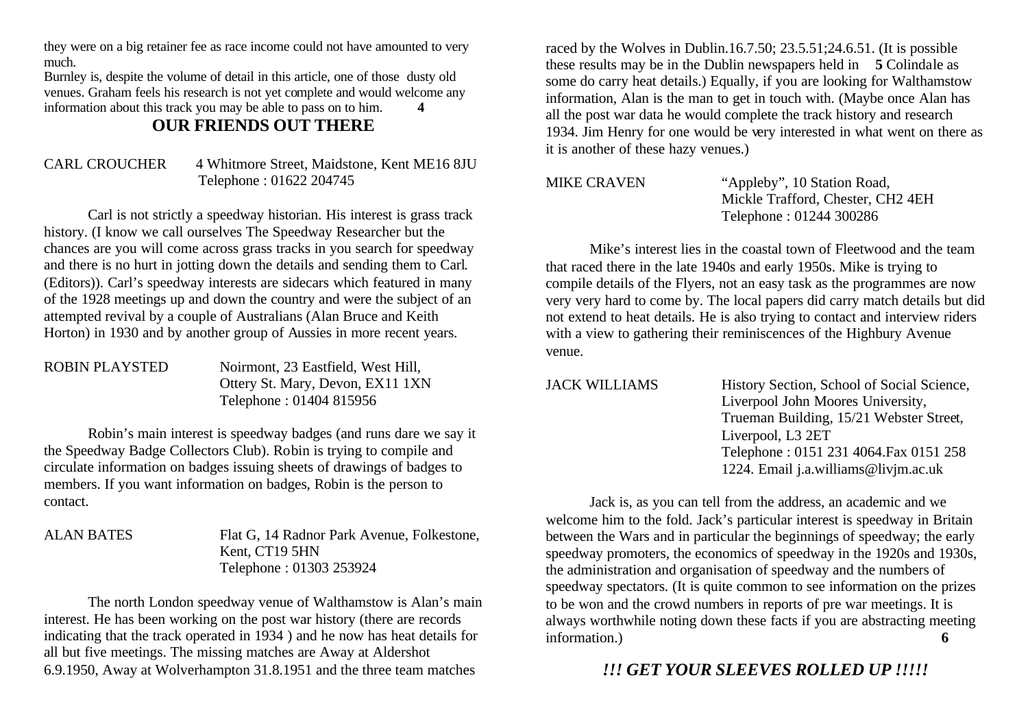they were on a big retainer fee as race income could not have amounted to very much.

Burnley is, despite the volume of detail in this article, one of those dusty old venues. Graham feels his research is not yet complete and would welcome any information about this track you may be able to pass on to him.

## OUR FRIENDS OUT THERE

CARL CROUCHER 4 Whitmore Street, Maidstone, Kent ME16 8JU
Telephone : 01622 204745

Carl is not strictly a speedway historian. His interest is grass track history. (I know we call ourselves The Speedway Researcher but the chances are you will come across grass tracks in you search for speedway and there is no hurt in jotting down the details and sending them to Carl. (Editors)). Carl's speedway interests are sidecars which featured in many of the 1928 meetings up and down the country and were the subject of an attempted revival by a couple of Australians (Alan Bruce and Keith Horton) in 1930 and by another group of Aussies in more recent years.

ROBIN PLAYSTED Noirmont, 23 Eastfield, West Hill,
Ottery St. Mary, Devon, EX11 1XN
Telephone : 01404 815956

Robin's main interest is speedway badges (and runs dare we say it the Speedway Badge Collectors Club). Robin is trying to compile and circulate information on badges issuing sheets of drawings of badges to members. If you want information on badges, Robin is the person to contact.

ALAN BATES Flat G, 14 Radnor Park Avenue, Folkestone,
Kent, CT19 5HN
Telephone : 01303 253924

The north London speedway venue of Walthamstow is Alan's main interest. He has been working on the post war history (there are records indicating that the track operated in 1934 ) and he now has heat details for all but five meetings. The missing matches are Away at Aldershot 6.9.1950, Away at Wolverhampton 31.8.1951 and the three team matches raced by the Wolves in Dublin.16.7.50; 23.5.51;24.6.51. (It is possible these results may be in the Dublin newspapers held in Colindale as some do carry heat details.) Equally, if you are looking for Walthamstow information, Alan is the man to get in touch with. (Maybe once Alan has all the post war data he would complete the track history and research 1934. Jim Henry for one would be very interested in what went on there as it is another of these hazy venues.)

MIKE CRAVEN "Appleby", 10 Station Road,
Mickle Trafford, Chester, CH2 4EH
Telephone : 01244 300286

Mike's interest lies in the coastal town of Fleetwood and the team that raced there in the late 1940s and early 1950s. Mike is trying to compile details of the Flyers, not an easy task as the programmes are now very very hard to come by. The local papers did carry match details but did not extend to heat details. He is also trying to contact and interview riders with a view to gathering their reminiscences of the Highbury Avenue venue.

JACK WILLIAMS History Section, School of Social Science,
Liverpool John Moores University,
Trueman Building, 15/21 Webster Street,
Liverpool, L3 2ET
Telephone : 0151 231 4064.Fax 0151 258 1224. Email j.a.williams@livjm.ac.uk

Jack is, as you can tell from the address, an academic and we welcome him to the fold. Jack's particular interest is speedway in Britain between the Wars and in particular the beginnings of speedway; the early speedway promoters, the economics of speedway in the 1920s and 1930s, the administration and organisation of speedway and the numbers of speedway spectators. (It is quite common to see information on the prizes to be won and the crowd numbers in reports of pre war meetings. It is always worthwhile noting down these facts if you are abstracting meeting information.)

***!!! GET YOUR SLEEVES ROLLED UP !!!!!***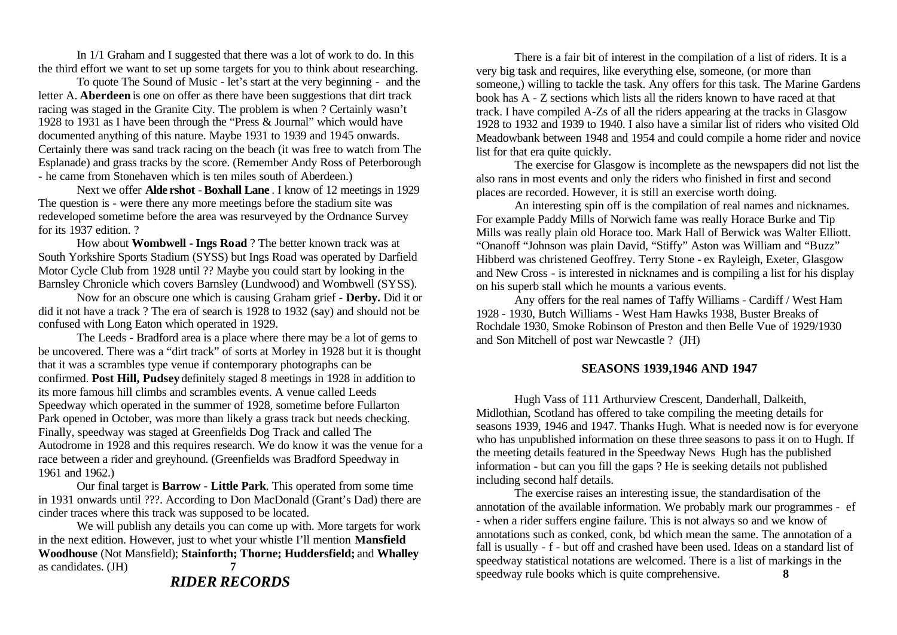In 1/1 Graham and I suggested that there was a lot of work to do. In this the third effort we want to set up some targets for you to think about researching.

To quote The Sound of Music - let's start at the very beginning - and the letter A. **Aberdeen** is one on offer as there have been suggestions that dirt track racing was staged in the Granite City. The problem is when ? Certainly wasn't 1928 to 1931 as I have been through the "Press & Journal" which would have documented anything of this nature. Maybe 1931 to 1939 and 1945 onwards. Certainly there was sand track racing on the beach (it was free to watch from The Esplanade) and grass tracks by the score. (Remember Andy Ross of Peterborough - he came from Stonehaven which is ten miles south of Aberdeen.)

Next we offer **Alde rshot - Boxhall Lane** . I know of 12 meetings in 1929 The question is - were there any more meetings before the stadium site was redeveloped sometime before the area was resurveyed by the Ordnance Survey for its 1937 edition. ?

How about **Wombwell - Ings Road** ? The better known track was at South Yorkshire Sports Stadium (SYSS) but Ings Road was operated by Darfield Motor Cycle Club from 1928 until ?? Maybe you could start by looking in the Barnsley Chronicle which covers Barnsley (Lundwood) and Wombwell (SYSS).

Now for an obscure one which is causing Graham grief - **Derby.** Did it or did it not have a track ? The era of search is 1928 to 1932 (say) and should not be confused with Long Eaton which operated in 1929.

The Leeds - Bradford area is a place where there may be a lot of gems to be uncovered. There was a "dirt track" of sorts at Morley in 1928 but it is thought that it was a scrambles type venue if contemporary photographs can be confirmed. **Post Hill, Pudsey** definitely staged 8 meetings in 1928 in addition to its more famous hill climbs and scrambles events. A venue called Leeds Speedway which operated in the summer of 1928, sometime before Fullarton Park opened in October, was more than likely a grass track but needs checking. Finally, speedway was staged at Greenfields Dog Track and called The Autodrome in 1928 and this requires research. We do know it was the venue for a race between a rider and greyhound. (Greenfields was Bradford Speedway in 1961 and 1962.)

Our final target is **Barrow - Little Park**. This operated from some time in 1931 onwards until ???. According to Don MacDonald (Grant's Dad) there are cinder traces where this track was supposed to be located.

We will publish any details you can come up with. More targets for work in the next edition. However, just to whet your whistle I'll mention **Mansfield Woodhouse** (Not Mansfield); **Stainforth; Thorne; Huddersfield;** and **Whalley** as candidates. (JH)

## *RIDER RECORDS*

There is a fair bit of interest in the compilation of a list of riders. It is a very big task and requires, like everything else, someone, (or more than someone,) willing to tackle the task. Any offers for this task. The Marine Gardens book has A - Z sections which lists all the riders known to have raced at that track. I have compiled A-Zs of all the riders appearing at the tracks in Glasgow 1928 to 1932 and 1939 to 1940. I also have a similar list of riders who visited Old Meadowbank between 1948 and 1954 and could compile a home rider and novice list for that era quite quickly.

The exercise for Glasgow is incomplete as the newspapers did not list the also rans in most events and only the riders who finished in first and second places are recorded. However, it is still an exercise worth doing.

An interesting spin off is the compilation of real names and nicknames. For example Paddy Mills of Norwich fame was really Horace Burke and Tip Mills was really plain old Horace too. Mark Hall of Berwick was Walter Elliott. "Onanoff "Johnson was plain David, "Stiffy" Aston was William and "Buzz" Hibberd was christened Geoffrey. Terry Stone - ex Rayleigh, Exeter, Glasgow and New Cross - is interested in nicknames and is compiling a list for his display on his superb stall which he mounts a various events.

Any offers for the real names of Taffy Williams - Cardiff / West Ham 1928 - 1930, Butch Williams - West Ham Hawks 1938, Buster Breaks of Rochdale 1930, Smoke Robinson of Preston and then Belle Vue of 1929/1930 and Son Mitchell of post war Newcastle ? (JH)

## SEASONS 1939,1946 AND 1947

Hugh Vass of 111 Arthurview Crescent, Danderhall, Dalkeith, Midlothian, Scotland has offered to take compiling the meeting details for seasons 1939, 1946 and 1947. Thanks Hugh. What is needed now is for everyone who has unpublished information on these three seasons to pass it on to Hugh. If the meeting details featured in the Speedway News Hugh has the published information - but can you fill the gaps ? He is seeking details not published including second half details.

The exercise raises an interesting issue, the standardisation of the annotation of the available information. We probably mark our programmes - ef - when a rider suffers engine failure. This is not always so and we know of annotations such as conked, conk, bd which mean the same. The annotation of a fall is usually - f - but off and crashed have been used. Ideas on a standard list of speedway statistical notations are welcomed. There is a list of markings in the speedway rule books which is quite comprehensive.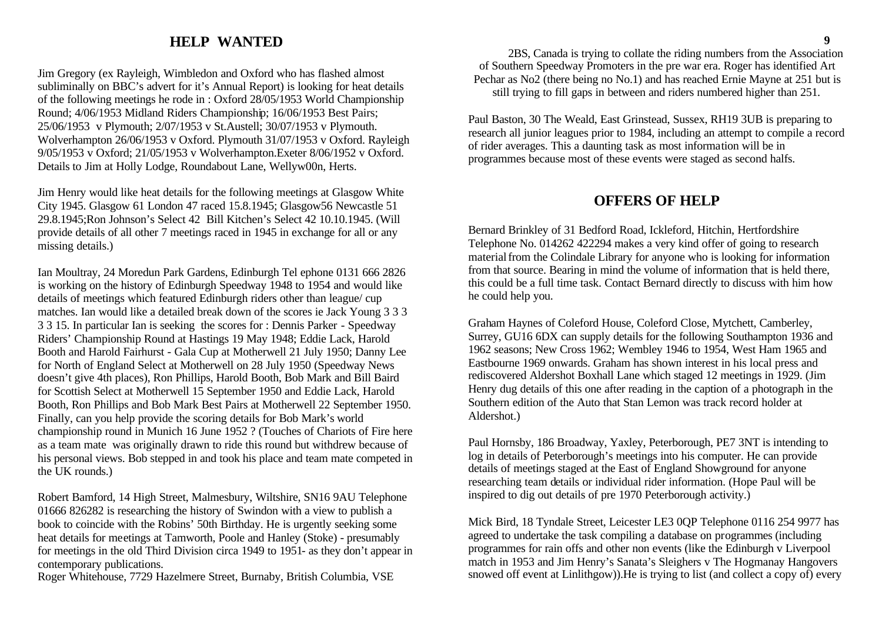## HELP WANTED

Jim Gregory (ex Rayleigh, Wimbledon and Oxford who has flashed almost subliminally on BBC's advert for it's Annual Report) is looking for heat details of the following meetings he rode in : Oxford 28/05/1953 World Championship Round; 4/06/1953 Midland Riders Championship; 16/06/1953 Best Pairs; 25/06/1953 v Plymouth; 2/07/1953 v St.Austell; 30/07/1953 v Plymouth. Wolverhampton 26/06/1953 v Oxford. Plymouth 31/07/1953 v Oxford. Rayleigh 9/05/1953 v Oxford; 21/05/1953 v Wolverhampton.Exeter 8/06/1952 v Oxford. Details to Jim at Holly Lodge, Roundabout Lane, Wellyw00n, Herts.

Jim Henry would like heat details for the following meetings at Glasgow White City 1945. Glasgow 61 London 47 raced 15.8.1945; Glasgow56 Newcastle 51 29.8.1945;Ron Johnson's Select 42 Bill Kitchen's Select 42 10.10.1945. (Will provide details of all other 7 meetings raced in 1945 in exchange for all or any missing details.)

Ian Moultray, 24 Moredun Park Gardens, Edinburgh Tel ephone 0131 666 2826 is working on the history of Edinburgh Speedway 1948 to 1954 and would like details of meetings which featured Edinburgh riders other than league/ cup matches. Ian would like a detailed break down of the scores ie Jack Young 3 3 3 3 3 15. In particular Ian is seeking the scores for : Dennis Parker - Speedway Riders' Championship Round at Hastings 19 May 1948; Eddie Lack, Harold Booth and Harold Fairhurst - Gala Cup at Motherwell 21 July 1950; Danny Lee for North of England Select at Motherwell on 28 July 1950 (Speedway News doesn't give 4th places), Ron Phillips, Harold Booth, Bob Mark and Bill Baird for Scottish Select at Motherwell 15 September 1950 and Eddie Lack, Harold Booth, Ron Phillips and Bob Mark Best Pairs at Motherwell 22 September 1950. Finally, can you help provide the scoring details for Bob Mark's world championship round in Munich 16 June 1952 ? (Touches of Chariots of Fire here as a team mate was originally drawn to ride this round but withdrew because of his personal views. Bob stepped in and took his place and team mate competed in the UK rounds.)

Robert Bamford, 14 High Street, Malmesbury, Wiltshire, SN16 9AU Telephone 01666 826282 is researching the history of Swindon with a view to publish a book to coincide with the Robins' 50th Birthday. He is urgently seeking some heat details for meetings at Tamworth, Poole and Hanley (Stoke) - presumably for meetings in the old Third Division circa 1949 to 1951- as they don't appear in contemporary publications.

Roger Whitehouse, 7729 Hazelmere Street, Burnaby, British Columbia, VSE 2BS, Canada is trying to collate the riding numbers from the Association of Southern Speedway Promoters in the pre war era. Roger has identified Art Pechar as No2 (there being no No.1) and has reached Ernie Mayne at 251 but is still trying to fill gaps in between and riders numbered higher than 251.

Paul Baston, 30 The Weald, East Grinstead, Sussex, RH19 3UB is preparing to research all junior leagues prior to 1984, including an attempt to compile a record of rider averages. This a daunting task as most information will be in programmes because most of these events were staged as second halfs.

## OFFERS OF HELP

Bernard Brinkley of 31 Bedford Road, Ickleford, Hitchin, Hertfordshire Telephone No. 014262 422294 makes a very kind offer of going to research material from the Colindale Library for anyone who is looking for information from that source. Bearing in mind the volume of information that is held there, this could be a full time task. Contact Bernard directly to discuss with him how he could help you.

Graham Haynes of Coleford House, Coleford Close, Mytchett, Camberley, Surrey, GU16 6DX can supply details for the following Southampton 1936 and 1962 seasons; New Cross 1962; Wembley 1946 to 1954, West Ham 1965 and Eastbourne 1969 onwards. Graham has shown interest in his local press and rediscovered Aldershot Boxhall Lane which staged 12 meetings in 1929. (Jim Henry dug details of this one after reading in the caption of a photograph in the Southern edition of the Auto that Stan Lemon was track record holder at Aldershot.)

Paul Hornsby, 186 Broadway, Yaxley, Peterborough, PE7 3NT is intending to log in details of Peterborough's meetings into his computer. He can provide details of meetings staged at the East of England Showground for anyone researching team details or individual rider information. (Hope Paul will be inspired to dig out details of pre 1970 Peterborough activity.)

Mick Bird, 18 Tyndale Street, Leicester LE3 0QP Telephone 0116 254 9977 has agreed to undertake the task compiling a database on programmes (including programmes for rain offs and other non events (like the Edinburgh v Liverpool match in 1953 and Jim Henry's Sanata's Sleighers v The Hogmanay Hangovers snowed off event at Linlithgow)).He is trying to list (and collect a copy of) every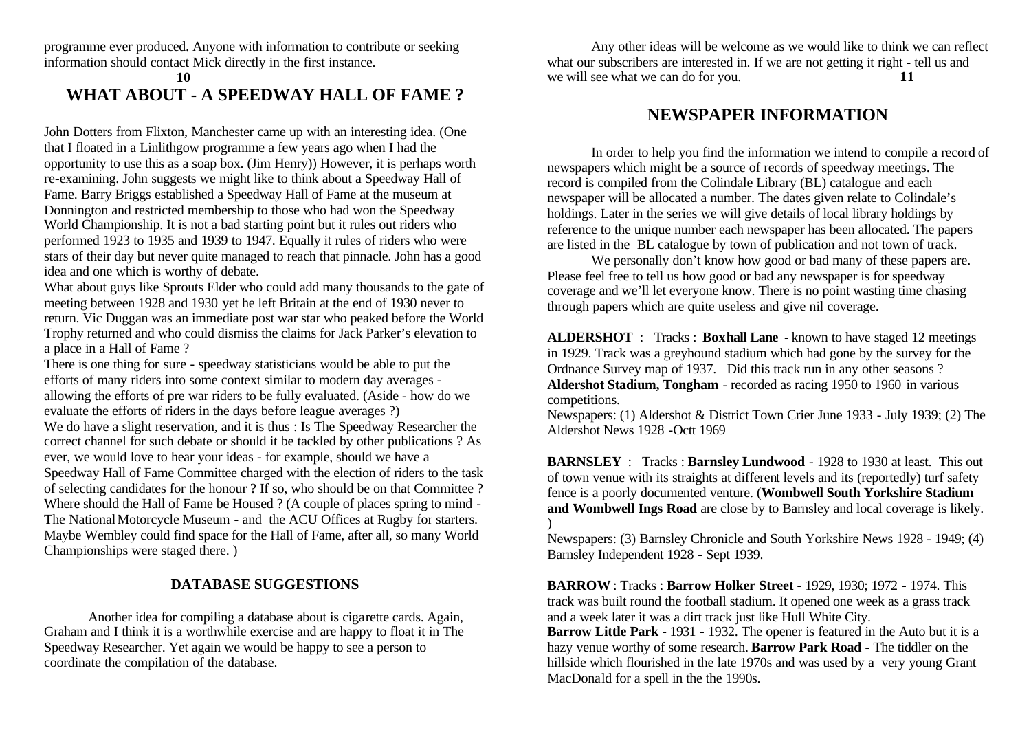programme ever produced. Anyone with information to contribute or seeking information should contact Mick directly in the first instance.

## WHAT ABOUT - A SPEEDWAY HALL OF FAME ?

John Dotters from Flixton, Manchester came up with an interesting idea. (One that I floated in a Linlithgow programme a few years ago when I had the opportunity to use this as a soap box. (Jim Henry)) However, it is perhaps worth re-examining. John suggests we might like to think about a Speedway Hall of Fame. Barry Briggs established a Speedway Hall of Fame at the museum at Donnington and restricted membership to those who had won the Speedway World Championship. It is not a bad starting point but it rules out riders who performed 1923 to 1935 and 1939 to 1947. Equally it rules of riders who were stars of their day but never quite managed to reach that pinnacle. John has a good idea and one which is worthy of debate.

What about guys like Sprouts Elder who could add many thousands to the gate of meeting between 1928 and 1930 yet he left Britain at the end of 1930 never to return. Vic Duggan was an immediate post war star who peaked before the World Trophy returned and who could dismiss the claims for Jack Parker's elevation to a place in a Hall of Fame ?

There is one thing for sure - speedway statisticians would be able to put the efforts of many riders into some context similar to modern day averages - allowing the efforts of pre war riders to be fully evaluated. (Aside - how do we evaluate the efforts of riders in the days before league averages ?)

We do have a slight reservation, and it is thus : Is The Speedway Researcher the correct channel for such debate or should it be tackled by other publications ? As ever, we would love to hear your ideas - for example, should we have a Speedway Hall of Fame Committee charged with the election of riders to the task of selecting candidates for the honour ? If so, who should be on that Committee ? Where should the Hall of Fame be Housed ? (A couple of places spring to mind - The National Motorcycle Museum - and the ACU Offices at Rugby for starters. Maybe Wembley could find space for the Hall of Fame, after all, so many World Championships were staged there. )

### DATABASE SUGGESTIONS

Another idea for compiling a database about is cigarette cards. Again, Graham and I think it is a worthwhile exercise and are happy to float it in The Speedway Researcher. Yet again we would be happy to see a person to coordinate the compilation of the database.

Any other ideas will be welcome as we would like to think we can reflect what our subscribers are interested in. If we are not getting it right - tell us and we will see what we can do for you.

## NEWSPAPER INFORMATION

In order to help you find the information we intend to compile a record of newspapers which might be a source of records of speedway meetings. The record is compiled from the Colindale Library (BL) catalogue and each newspaper will be allocated a number. The dates given relate to Colindale's holdings. Later in the series we will give details of local library holdings by reference to the unique number each newspaper has been allocated. The papers are listed in the BL catalogue by town of publication and not town of track.

We personally don't know how good or bad many of these papers are. Please feel free to tell us how good or bad any newspaper is for speedway coverage and we'll let everyone know. There is no point wasting time chasing through papers which are quite useless and give nil coverage.

**ALDERSHOT** : Tracks : **Boxhall Lane** - known to have staged 12 meetings in 1929. Track was a greyhound stadium which had gone by the survey for the Ordnance Survey map of 1937. Did this track run in any other seasons ? **Aldershot Stadium, Tongham** - recorded as racing 1950 to 1960 in various competitions.

Newspapers: (1) Aldershot & District Town Crier June 1933 - July 1939; (2) The Aldershot News 1928 -Octt 1969

**BARNSLEY** : Tracks : **Barnsley Lundwood** - 1928 to 1930 at least. This out of town venue with its straights at different levels and its (reportedly) turf safety fence is a poorly documented venture. (**Wombwell South Yorkshire Stadium and Wombwell Ings Road** are close by to Barnsley and local coverage is likely. )

Newspapers: (3) Barnsley Chronicle and South Yorkshire News 1928 - 1949; (4) Barnsley Independent 1928 - Sept 1939.

**BARROW** : Tracks : **Barrow Holker Street** - 1929, 1930; 1972 - 1974. This track was built round the football stadium. It opened one week as a grass track and a week later it was a dirt track just like Hull White City.

**Barrow Little Park** - 1931 - 1932. The opener is featured in the Auto but it is a hazy venue worthy of some research. **Barrow Park Road** - The tiddler on the hillside which flourished in the late 1970s and was used by a very young Grant MacDonald for a spell in the the 1990s.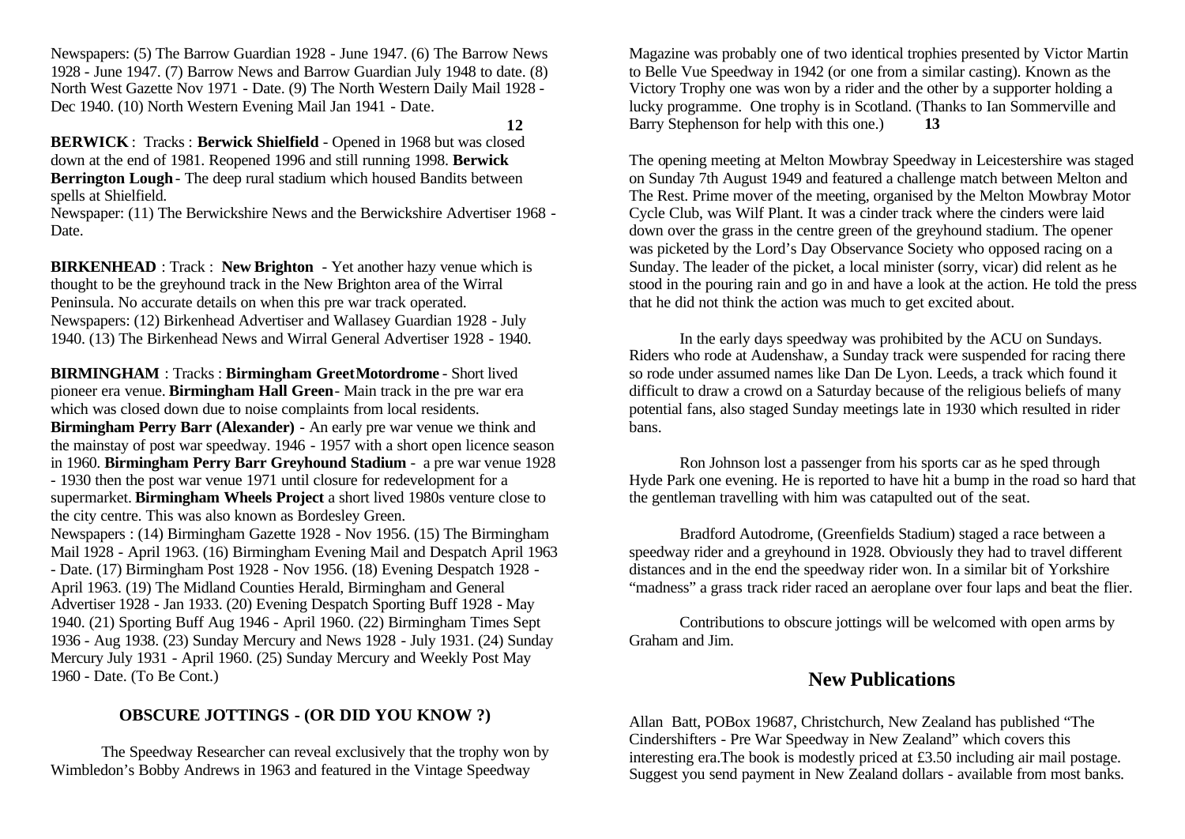Newspapers: (5) The Barrow Guardian 1928 - June 1947. (6) The Barrow News 1928 - June 1947. (7) Barrow News and Barrow Guardian July 1948 to date. (8) North West Gazette Nov 1971 - Date. (9) The North Western Daily Mail 1928 - Dec 1940. (10) North Western Evening Mail Jan 1941 - Date.

**BERWICK** : Tracks : **Berwick Shielfield** - Opened in 1968 but was closed down at the end of 1981. Reopened 1996 and still running 1998. **Berwick Berrington Lough** - The deep rural stadium which housed Bandits between spells at Shielfield.
Newspaper: (11) The Berwickshire News and the Berwickshire Advertiser 1968 - Date.

**BIRKENHEAD** : Track : **New Brighton** - Yet another hazy venue which is thought to be the greyhound track in the New Brighton area of the Wirral Peninsula. No accurate details on when this pre war track operated.
Newspapers: (12) Birkenhead Advertiser and Wallasey Guardian 1928 - July 1940. (13) The Birkenhead News and Wirral General Advertiser 1928 - 1940.

**BIRMINGHAM** : Tracks : **Birmingham Greet Motordrome** - Short lived pioneer era venue. **Birmingham Hall Green** - Main track in the pre war era which was closed down due to noise complaints from local residents. **Birmingham Perry Barr (Alexander)** - An early pre war venue we think and the mainstay of post war speedway. 1946 - 1957 with a short open licence season in 1960. **Birmingham Perry Barr Greyhound Stadium** - a pre war venue 1928 - 1930 then the post war venue 1971 until closure for redevelopment for a supermarket. **Birmingham Wheels Project** a short lived 1980s venture close to the city centre. This was also known as Bordesley Green.
Newspapers : (14) Birmingham Gazette 1928 - Nov 1956. (15) The Birmingham Mail 1928 - April 1963. (16) Birmingham Evening Mail and Despatch April 1963 - Date. (17) Birmingham Post 1928 - Nov 1956. (18) Evening Despatch 1928 - April 1963. (19) The Midland Counties Herald, Birmingham and General Advertiser 1928 - Jan 1933. (20) Evening Despatch Sporting Buff 1928 - May 1940. (21) Sporting Buff Aug 1946 - April 1960. (22) Birmingham Times Sept 1936 - Aug 1938. (23) Sunday Mercury and News 1928 - July 1931. (24) Sunday Mercury July 1931 - April 1960. (25) Sunday Mercury and Weekly Post May 1960 - Date. (To Be Cont.)

## OBSCURE JOTTINGS - (OR DID YOU KNOW ?)

The Speedway Researcher can reveal exclusively that the trophy won by Wimbledon's Bobby Andrews in 1963 and featured in the Vintage Speedway Magazine was probably one of two identical trophies presented by Victor Martin to Belle Vue Speedway in 1942 (or one from a similar casting). Known as the Victory Trophy one was won by a rider and the other by a supporter holding a lucky programme. One trophy is in Scotland. (Thanks to Ian Sommerville and Barry Stephenson for help with this one.)

The opening meeting at Melton Mowbray Speedway in Leicestershire was staged on Sunday 7th August 1949 and featured a challenge match between Melton and The Rest. Prime mover of the meeting, organised by the Melton Mowbray Motor Cycle Club, was Wilf Plant. It was a cinder track where the cinders were laid down over the grass in the centre green of the greyhound stadium. The opener was picketed by the Lord's Day Observance Society who opposed racing on a Sunday. The leader of the picket, a local minister (sorry, vicar) did relent as he stood in the pouring rain and go in and have a look at the action. He told the press that he did not think the action was much to get excited about.

In the early days speedway was prohibited by the ACU on Sundays. Riders who rode at Audenshaw, a Sunday track were suspended for racing there so rode under assumed names like Dan De Lyon. Leeds, a track which found it difficult to draw a crowd on a Saturday because of the religious beliefs of many potential fans, also staged Sunday meetings late in 1930 which resulted in rider bans.

Ron Johnson lost a passenger from his sports car as he sped through Hyde Park one evening. He is reported to have hit a bump in the road so hard that the gentleman travelling with him was catapulted out of the seat.

Bradford Autodrome, (Greenfields Stadium) staged a race between a speedway rider and a greyhound in 1928. Obviously they had to travel different distances and in the end the speedway rider won. In a similar bit of Yorkshire "madness" a grass track rider raced an aeroplane over four laps and beat the flier.

Contributions to obscure jottings will be welcomed with open arms by Graham and Jim.

## New Publications

Allan Batt, POBox 19687, Christchurch, New Zealand has published "The Cindershifters - Pre War Speedway in New Zealand" which covers this interesting era.The book is modestly priced at £3.50 including air mail postage. Suggest you send payment in New Zealand dollars - available from most banks.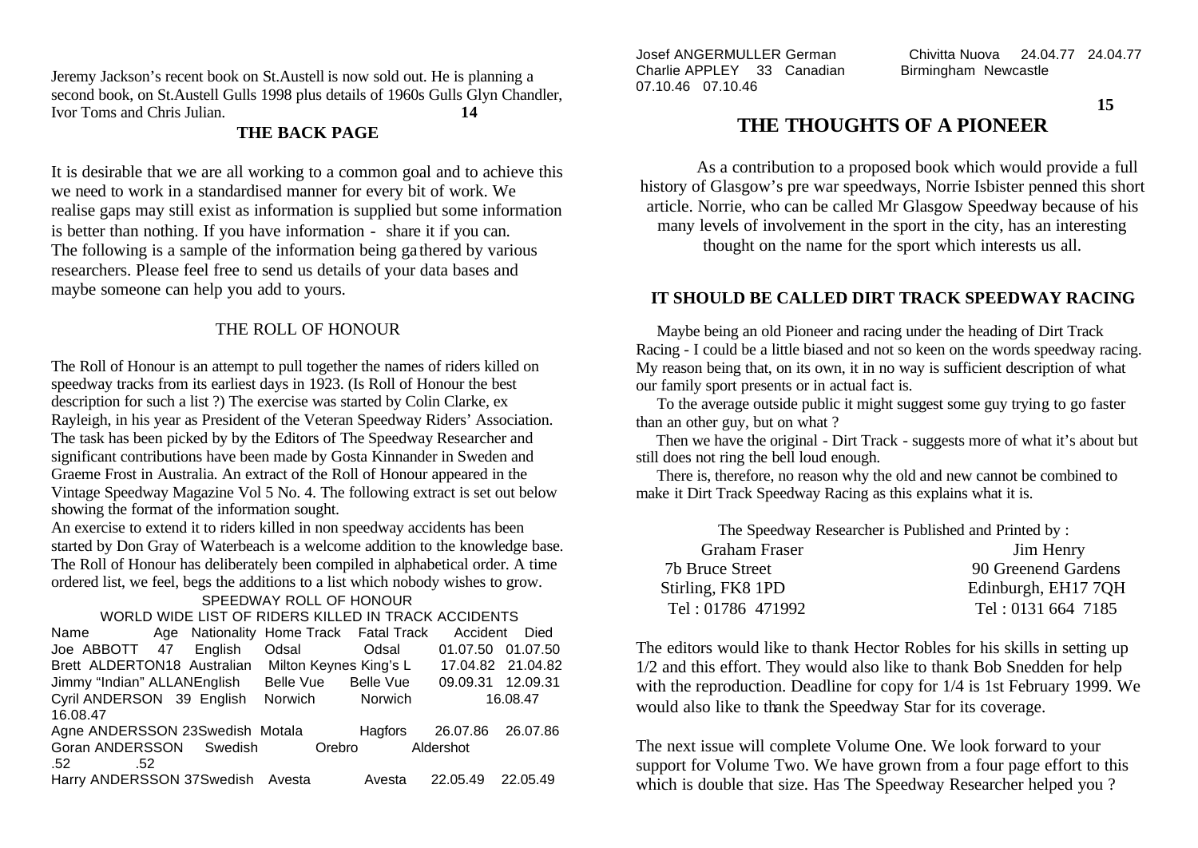Jeremy Jackson's recent book on St.Austell is now sold out. He is planning a second book, on St.Austell Gulls 1998 plus details of 1960s Gulls Glyn Chandler, Ivor Toms and Chris Julian.

## THE BACK PAGE

It is desirable that we are all working to a common goal and to achieve this we need to work in a standardised manner for every bit of work. We realise gaps may still exist as information is supplied but some information is better than nothing. If you have information - share it if you can. The following is a sample of the information being gathered by various researchers. Please feel free to send us details of your data bases and maybe someone can help you add to yours.

### THE ROLL OF HONOUR

The Roll of Honour is an attempt to pull together the names of riders killed on speedway tracks from its earliest days in 1923. (Is Roll of Honour the best description for such a list ?) The exercise was started by Colin Clarke, ex Rayleigh, in his year as President of the Veteran Speedway Riders' Association. The task has been picked by by the Editors of The Speedway Researcher and significant contributions have been made by Gosta Kinnander in Sweden and Graeme Frost in Australia. An extract of the Roll of Honour appeared in the Vintage Speedway Magazine Vol 5 No. 4. The following extract is set out below showing the format of the information sought.

An exercise to extend it to riders killed in non speedway accidents has been started by Don Gray of Waterbeach is a welcome addition to the knowledge base. The Roll of Honour has deliberately been compiled in alphabetical order. A time ordered list, we feel, begs the additions to a list which nobody wishes to grow.

SPEEDWAY ROLL OF HONOUR

WORLD WIDE LIST OF RIDERS KILLED IN TRACK ACCIDENTS

| Name | Age | Nationality | Home Track | Fatal Track | Accident | Died |
|---|---|---|---|---|---|---|
| Joe ABBOTT | 47 | English | Odsal | Odsal | 01.07.50 | 01.07.50 |
| Brett ALDERTON | 18 | Australian | Milton Keynes | King's L | 17.04.82 | 21.04.82 |
| Jimmy "Indian" ALLAN | | English | Belle Vue | Belle Vue | 09.09.31 | 12.09.31 |
| Cyril ANDERSON | 39 | English | Norwich | Norwich | 16.08.47 | 16.08.47 |
| Agne ANDERSSON | 23 | Swedish | Motala | Hagfors | 26.07.86 | 26.07.86 |
| Goran ANDERSSON | | Swedish | Orebro | Aldershot | .52 | .52 |
| Harry ANDERSSON | 37 | Swedish | Avesta | Avesta | 22.05.49 | 22.05.49 |
| Josef ANGERMULLER | | German | | Chivitta Nuova | 24.04.77 | 24.04.77 |
| Charlie APPLEY | 33 | Canadian | Birmingham | Newcastle | 07.10.46 | 07.10.46 |

## THE THOUGHTS OF A PIONEER

As a contribution to a proposed book which would provide a full history of Glasgow's pre war speedways, Norrie Isbister penned this short article. Norrie, who can be called Mr Glasgow Speedway because of his many levels of involvement in the sport in the city, has an interesting thought on the name for the sport which interests us all.

### IT SHOULD BE CALLED DIRT TRACK SPEEDWAY RACING

Maybe being an old Pioneer and racing under the heading of Dirt Track Racing - I could be a little biased and not so keen on the words speedway racing. My reason being that, on its own, it in no way is sufficient description of what our family sport presents or in actual fact is.

To the average outside public it might suggest some guy trying to go faster than an other guy, but on what ?

Then we have the original - Dirt Track - suggests more of what it's about but still does not ring the bell loud enough.

There is, therefore, no reason why the old and new cannot be combined to make it Dirt Track Speedway Racing as this explains what it is.

The Speedway Researcher is Published and Printed by :

| | |
|---|---|
| Graham Fraser | Jim Henry |
| 7b Bruce Street | 90 Greenend Gardens |
| Stirling, FK8 1PD | Edinburgh, EH17 7QH |
| Tel : 01786 471992 | Tel : 0131 664 7185 |

The editors would like to thank Hector Robles for his skills in setting up 1/2 and this effort. They would also like to thank Bob Snedden for help with the reproduction. Deadline for copy for 1/4 is 1st February 1999. We would also like to thank the Speedway Star for its coverage.

The next issue will complete Volume One. We look forward to your support for Volume Two. We have grown from a four page effort to this which is double that size. Has The Speedway Researcher helped you ?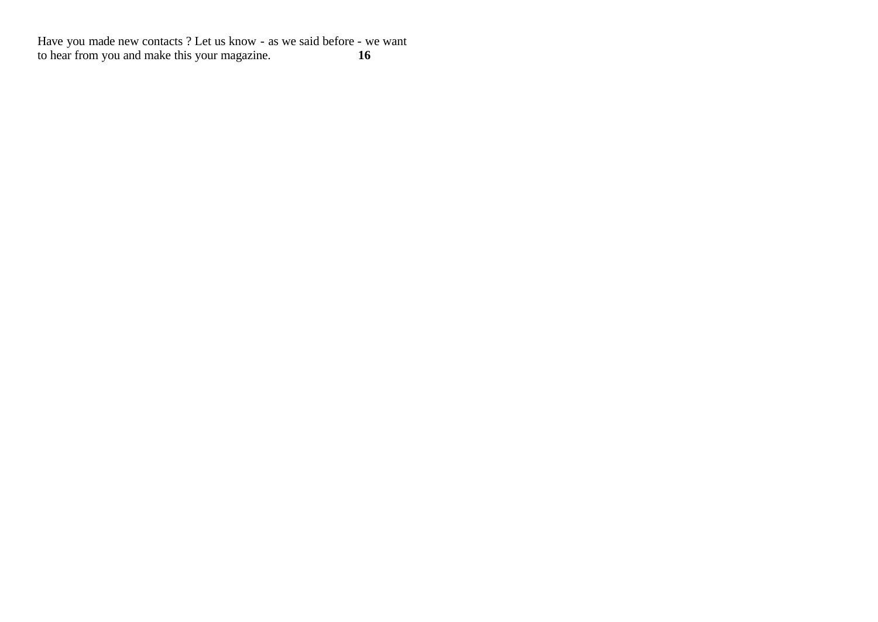Have you made new contacts ? Let us know - as we said before - we want to hear from you and make this your magazine.